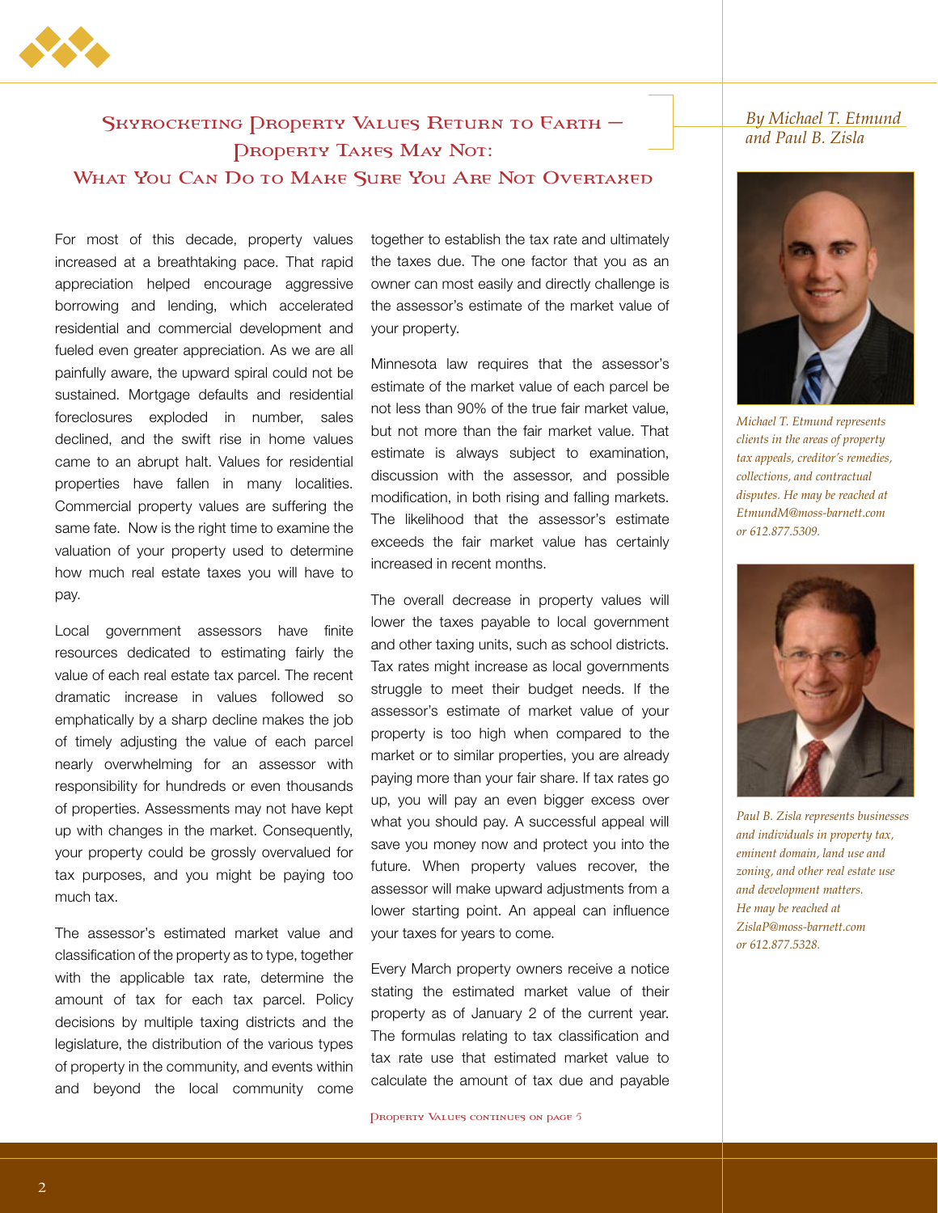# Skyrocketing Property Values Return to Earth – Property Taxes May Not: What You Can Do to Make Sure You Are Not Overtaxed

*By Michael T. Etmund and Paul B. Zisla*

*Michael T. Etmund represents clients in the areas of property tax appeals, creditor's remedies, collections, and contractual disputes. He may be reached at EtmundM@moss-barnett.com or 612.877.5309.*

*Paul B. Zisla represents businesses and individuals in property tax, eminent domain, land use and zoning, and other real estate use and development matters. He may be reached at ZislaP@moss-barnett.com or 612.877.5328.*

For most of this decade, property values increased at a breathtaking pace. That rapid appreciation helped encourage aggressive borrowing and lending, which accelerated residential and commercial development and fueled even greater appreciation. As we are all painfully aware, the upward spiral could not be sustained. Mortgage defaults and residential foreclosures exploded in number, sales declined, and the swift rise in home values came to an abrupt halt. Values for residential properties have fallen in many localities. Commercial property values are suffering the same fate. Now is the right time to examine the valuation of your property used to determine how much real estate taxes you will have to pay.

Local government assessors have finite resources dedicated to estimating fairly the value of each real estate tax parcel. The recent dramatic increase in values followed so emphatically by a sharp decline makes the job of timely adjusting the value of each parcel nearly overwhelming for an assessor with responsibility for hundreds or even thousands of properties. Assessments may not have kept up with changes in the market. Consequently, your property could be grossly overvalued for tax purposes, and you might be paying too much tax.

The assessor's estimated market value and classification of the property as to type, together with the applicable tax rate, determine the amount of tax for each tax parcel. Policy decisions by multiple taxing districts and the legislature, the distribution of the various types of property in the community, and events within and beyond the local community come together to establish the tax rate and ultimately the taxes due. The one factor that you as an owner can most easily and directly challenge is the assessor's estimate of the market value of your property.

Minnesota law requires that the assessor's estimate of the market value of each parcel be not less than 90% of the true fair market value, but not more than the fair market value. That estimate is always subject to examination, discussion with the assessor, and possible modification, in both rising and falling markets. The likelihood that the assessor's estimate exceeds the fair market value has certainly increased in recent months.

The overall decrease in property values will lower the taxes payable to local government and other taxing units, such as school districts. Tax rates might increase as local governments struggle to meet their budget needs. If the assessor's estimate of market value of your property is too high when compared to the market or to similar properties, you are already paying more than your fair share. If tax rates go up, you will pay an even bigger excess over what you should pay. A successful appeal will save you money now and protect you into the future. When property values recover, the assessor will make upward adjustments from a lower starting point. An appeal can influence your taxes for years to come.

Every March property owners receive a notice stating the estimated market value of their property as of January 2 of the current year. The formulas relating to tax classification and tax rate use that estimated market value to calculate the amount of tax due and payable

Property Values continues on page 5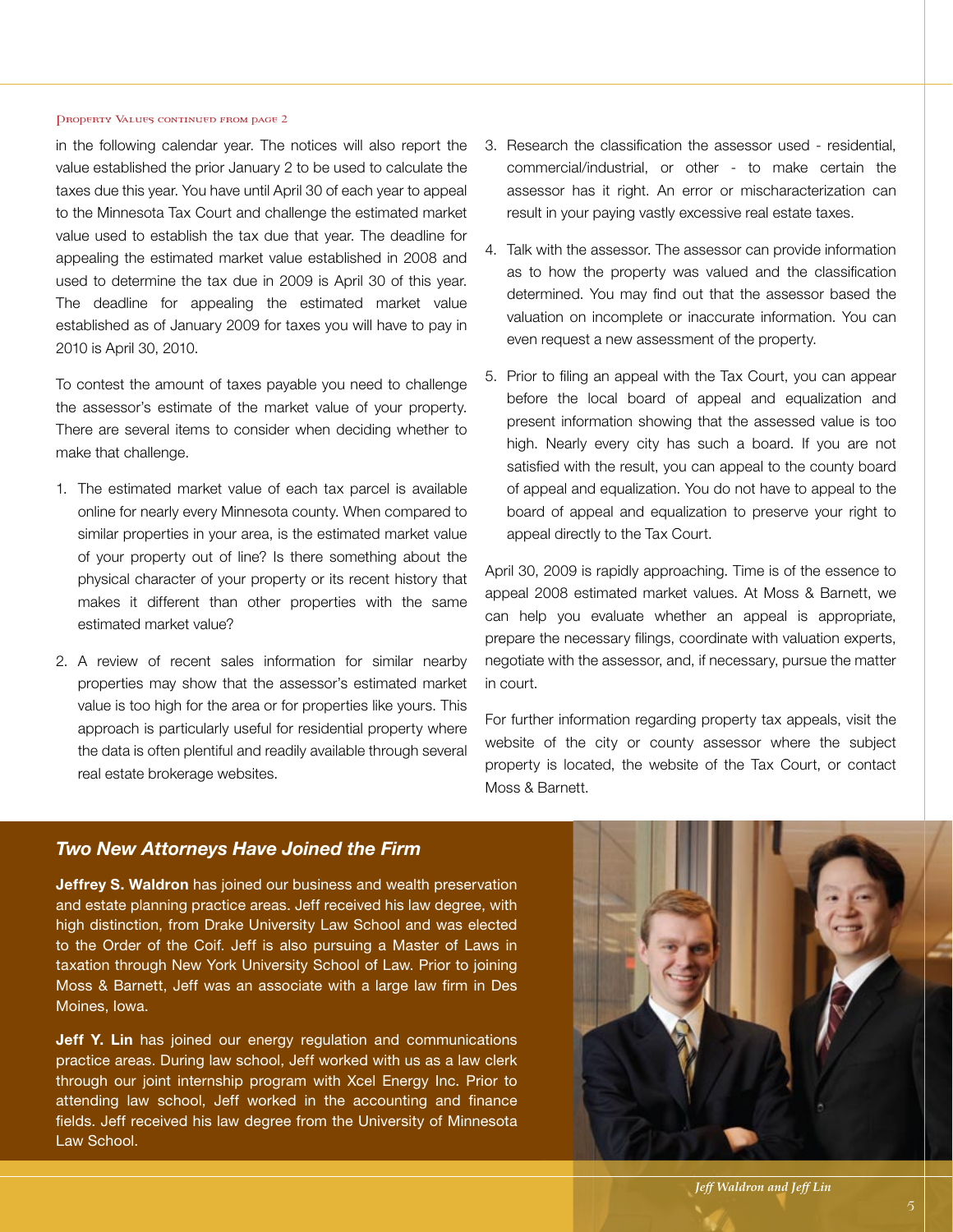Property Values continued from page 2

in the following calendar year. The notices will also report the value established the prior January 2 to be used to calculate the taxes due this year. You have until April 30 of each year to appeal to the Minnesota Tax Court and challenge the estimated market value used to establish the tax due that year. The deadline for appealing the estimated market value established in 2008 and used to determine the tax due in 2009 is April 30 of this year. The deadline for appealing the estimated market value established as of January 2009 for taxes you will have to pay in 2010 is April 30, 2010.

To contest the amount of taxes payable you need to challenge the assessor's estimate of the market value of your property. There are several items to consider when deciding whether to make that challenge.

1. The estimated market value of each tax parcel is available online for nearly every Minnesota county. When compared to similar properties in your area, is the estimated market value of your property out of line? Is there something about the physical character of your property or its recent history that makes it different than other properties with the same estimated market value?
2. A review of recent sales information for similar nearby properties may show that the assessor's estimated market value is too high for the area or for properties like yours. This approach is particularly useful for residential property where the data is often plentiful and readily available through several real estate brokerage websites.
3. Research the classification the assessor used - residential, commercial/industrial, or other - to make certain the assessor has it right. An error or mischaracterization can result in your paying vastly excessive real estate taxes.
4. Talk with the assessor. The assessor can provide information as to how the property was valued and the classification determined. You may find out that the assessor based the valuation on incomplete or inaccurate information. You can even request a new assessment of the property.
5. Prior to filing an appeal with the Tax Court, you can appear before the local board of appeal and equalization and present information showing that the assessed value is too high. Nearly every city has such a board. If you are not satisfied with the result, you can appeal to the county board of appeal and equalization. You do not have to appeal to the board of appeal and equalization to preserve your right to appeal directly to the Tax Court.

April 30, 2009 is rapidly approaching. Time is of the essence to appeal 2008 estimated market values. At Moss & Barnett, we can help you evaluate whether an appeal is appropriate, prepare the necessary filings, coordinate with valuation experts, negotiate with the assessor, and, if necessary, pursue the matter in court.

For further information regarding property tax appeals, visit the website of the city or county assessor where the subject property is located, the website of the Tax Court, or contact Moss & Barnett.

## *Two New Attorneys Have Joined the Firm*

**Jeffrey S. Waldron** has joined our business and wealth preservation and estate planning practice areas. Jeff received his law degree, with high distinction, from Drake University Law School and was elected to the Order of the Coif. Jeff is also pursuing a Master of Laws in taxation through New York University School of Law. Prior to joining Moss & Barnett, Jeff was an associate with a large law firm in Des Moines, Iowa.

**Jeff Y. Lin** has joined our energy regulation and communications practice areas. During law school, Jeff worked with us as a law clerk through our joint internship program with Xcel Energy Inc. Prior to attending law school, Jeff worked in the accounting and finance fields. Jeff received his law degree from the University of Minnesota Law School.

*Jeff Waldron and Jeff Lin*